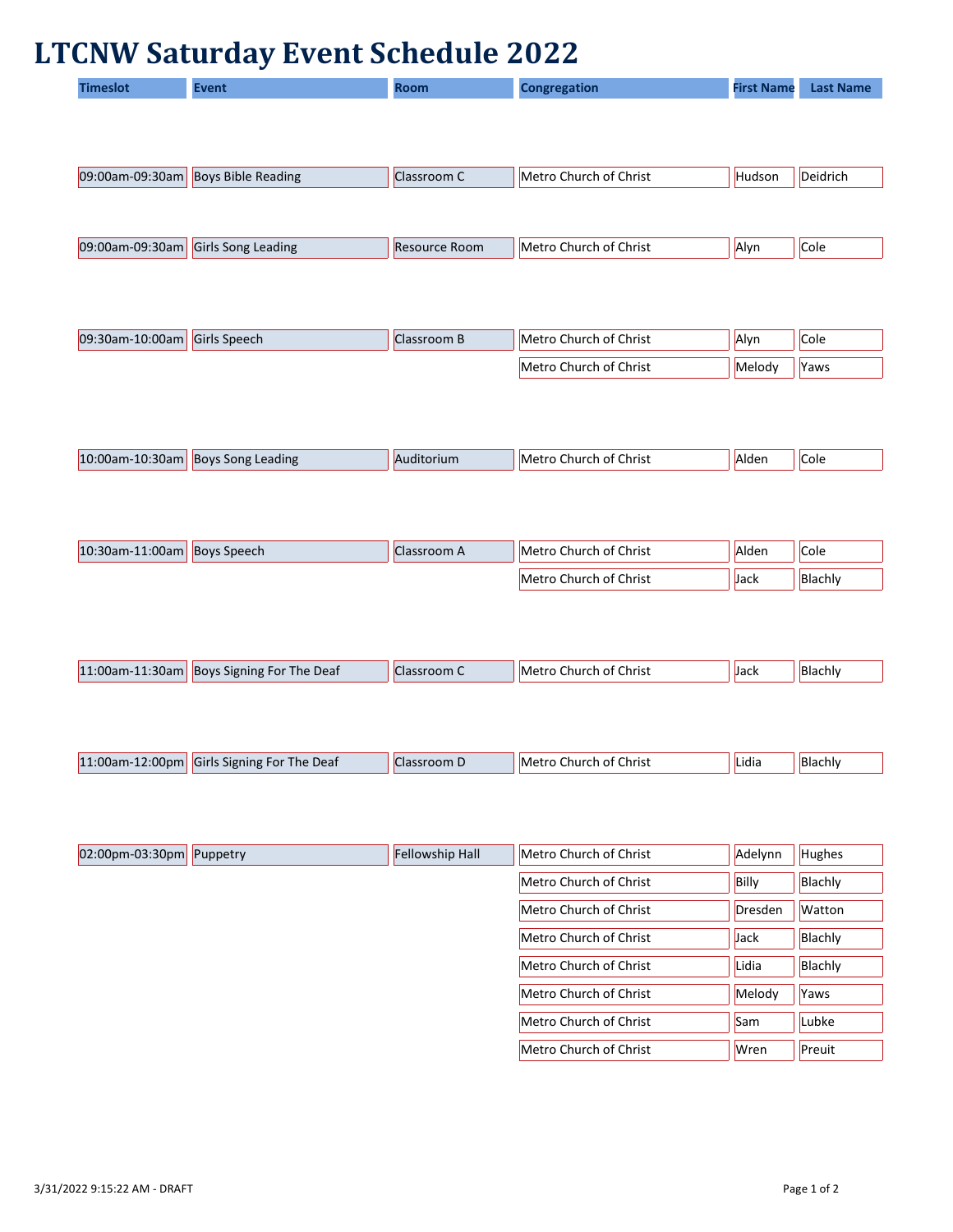# LTCNW Saturday Event Schedule 2022

| Timeslot | Event | Room | Congregation | First Name | Last Name |
|---|---|---|---|---|---|
| 09:00am-09:30am | Boys Bible Reading | Classroom C | Metro Church of Christ | Hudson | Deidrich |
| 09:00am-09:30am | Girls Song Leading | Resource Room | Metro Church of Christ | Alyn | Cole |
| 09:30am-10:00am | Girls Speech | Classroom B | Metro Church of Christ | Alyn | Cole |
| | | | Metro Church of Christ | Melody | Yaws |
| 10:00am-10:30am | Boys Song Leading | Auditorium | Metro Church of Christ | Alden | Cole |
| 10:30am-11:00am | Boys Speech | Classroom A | Metro Church of Christ | Alden | Cole |
| | | | Metro Church of Christ | Jack | Blachly |
| 11:00am-11:30am | Boys Signing For The Deaf | Classroom C | Metro Church of Christ | Jack | Blachly |
| 11:00am-12:00pm | Girls Signing For The Deaf | Classroom D | Metro Church of Christ | Lidia | Blachly |
| 02:00pm-03:30pm | Puppetry | Fellowship Hall | Metro Church of Christ | Adelynn | Hughes |
| | | | Metro Church of Christ | Billy | Blachly |
| | | | Metro Church of Christ | Dresden | Watton |
| | | | Metro Church of Christ | Jack | Blachly |
| | | | Metro Church of Christ | Lidia | Blachly |
| | | | Metro Church of Christ | Melody | Yaws |
| | | | Metro Church of Christ | Sam | Lubke |
| | | | Metro Church of Christ | Wren | Preuit |

3/31/2022 9:15:22 AM - DRAFT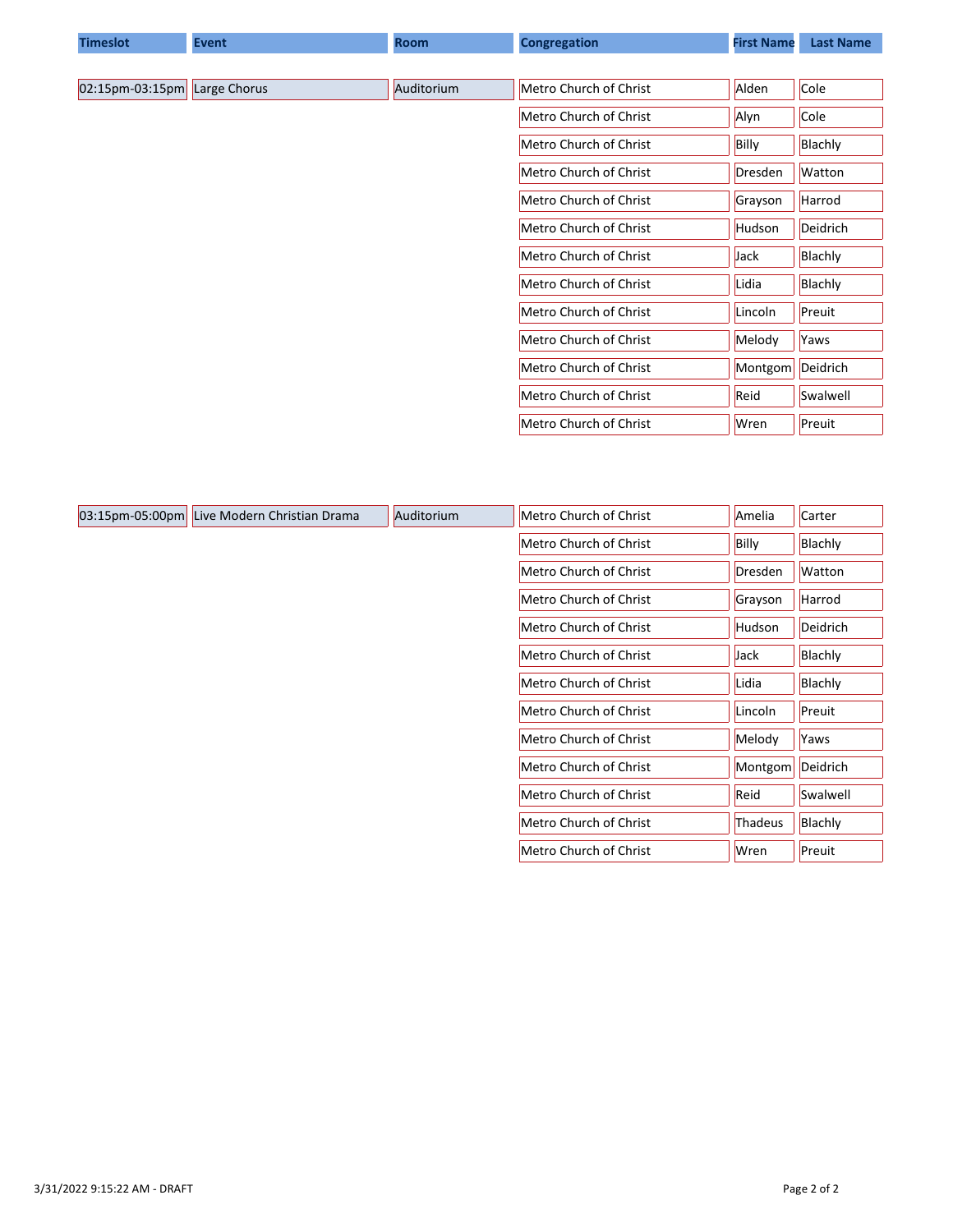| Timeslot | Event | Room | Congregation | First Name | Last Name |
|---|---|---|---|---|---|
| 02:15pm-03:15pm | Large Chorus | Auditorium | Metro Church of Christ | Alden | Cole |
| | | | Metro Church of Christ | Alyn | Cole |
| | | | Metro Church of Christ | Billy | Blachly |
| | | | Metro Church of Christ | Dresden | Watton |
| | | | Metro Church of Christ | Grayson | Harrod |
| | | | Metro Church of Christ | Hudson | Deidrich |
| | | | Metro Church of Christ | Jack | Blachly |
| | | | Metro Church of Christ | Lidia | Blachly |
| | | | Metro Church of Christ | Lincoln | Preuit |
| | | | Metro Church of Christ | Melody | Yaws |
| | | | Metro Church of Christ | Montgom | Deidrich |
| | | | Metro Church of Christ | Reid | Swalwell |
| | | | Metro Church of Christ | Wren | Preuit |
| 03:15pm-05:00pm | Live Modern Christian Drama | Auditorium | Metro Church of Christ | Amelia | Carter |
| | | | Metro Church of Christ | Billy | Blachly |
| | | | Metro Church of Christ | Dresden | Watton |
| | | | Metro Church of Christ | Grayson | Harrod |
| | | | Metro Church of Christ | Hudson | Deidrich |
| | | | Metro Church of Christ | Jack | Blachly |
| | | | Metro Church of Christ | Lidia | Blachly |
| | | | Metro Church of Christ | Lincoln | Preuit |
| | | | Metro Church of Christ | Melody | Yaws |
| | | | Metro Church of Christ | Montgom | Deidrich |
| | | | Metro Church of Christ | Reid | Swalwell |
| | | | Metro Church of Christ | Thadeus | Blachly |
| | | | Metro Church of Christ | Wren | Preuit |

3/31/2022 9:15:22 AM - DRAFT